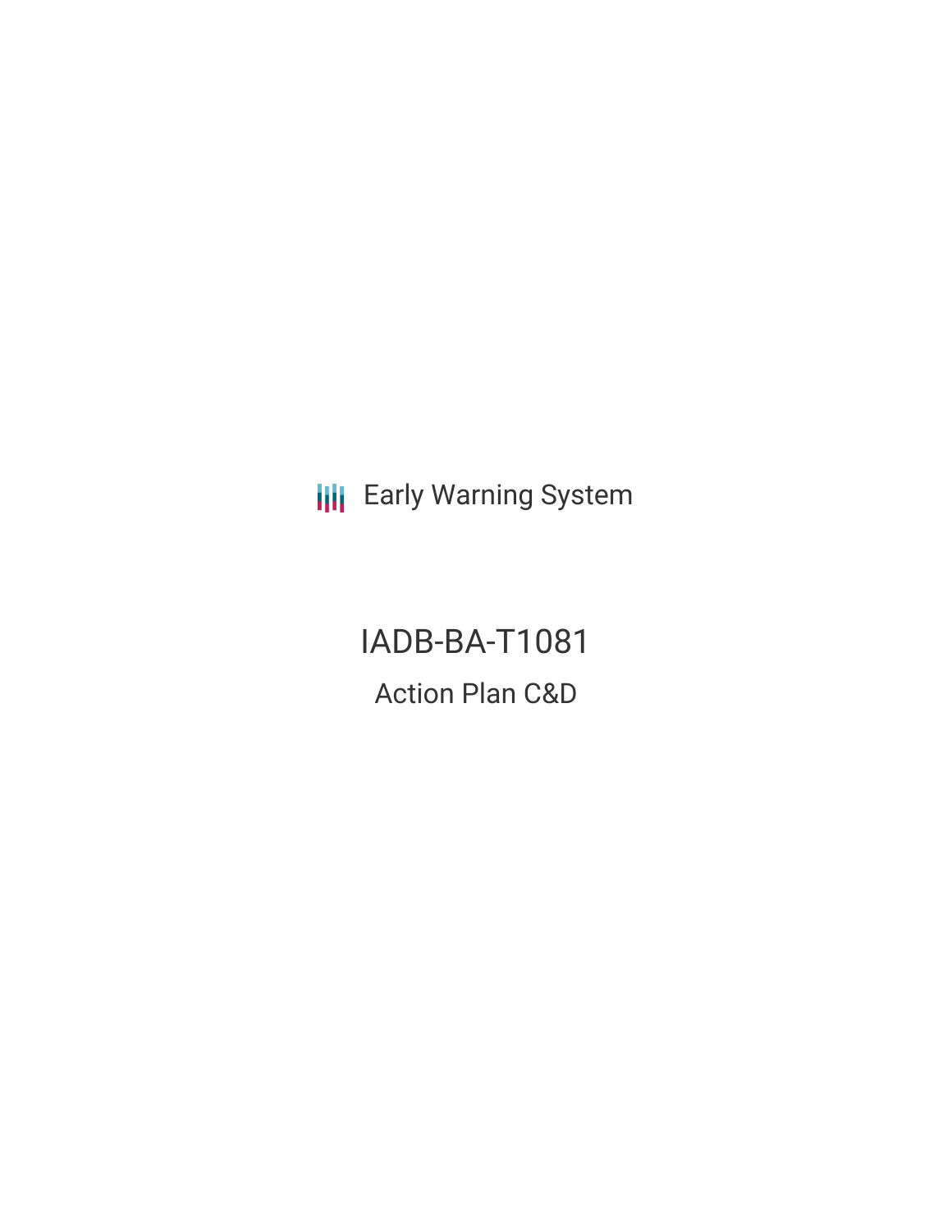Early Warning System

# IADB-BA-T1081

## Action Plan C&D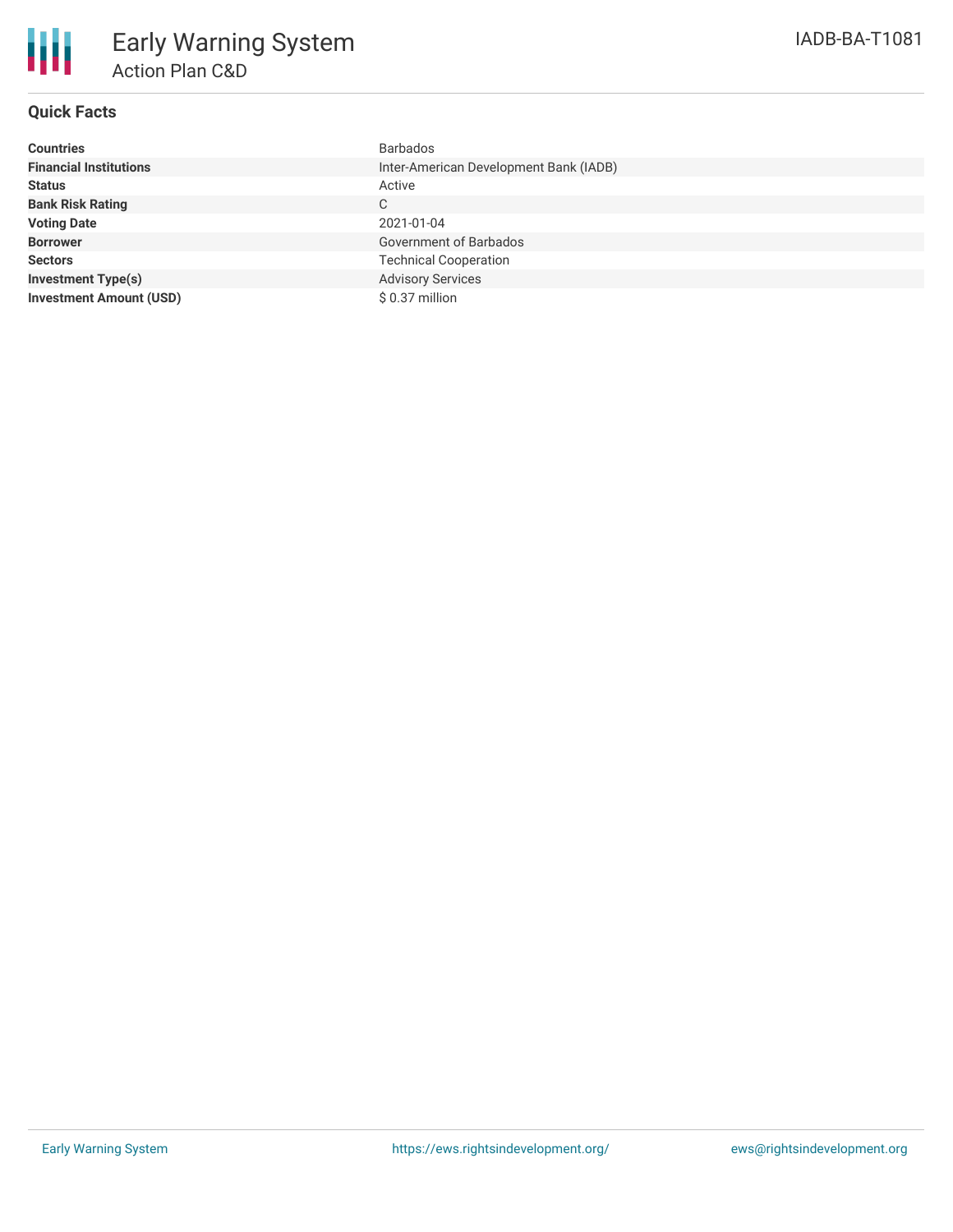# Early Warning System

## Action Plan C&D

IADB-BA-T1081

### Quick Facts

| | |
|---|---|
| **Countries** | Barbados |
| **Financial Institutions** | Inter-American Development Bank (IADB) |
| **Status** | Active |
| **Bank Risk Rating** | C |
| **Voting Date** | 2021-01-04 |
| **Borrower** | Government of Barbados |
| **Sectors** | Technical Cooperation |
| **Investment Type(s)** | Advisory Services |
| **Investment Amount (USD)** | $ 0.37 million |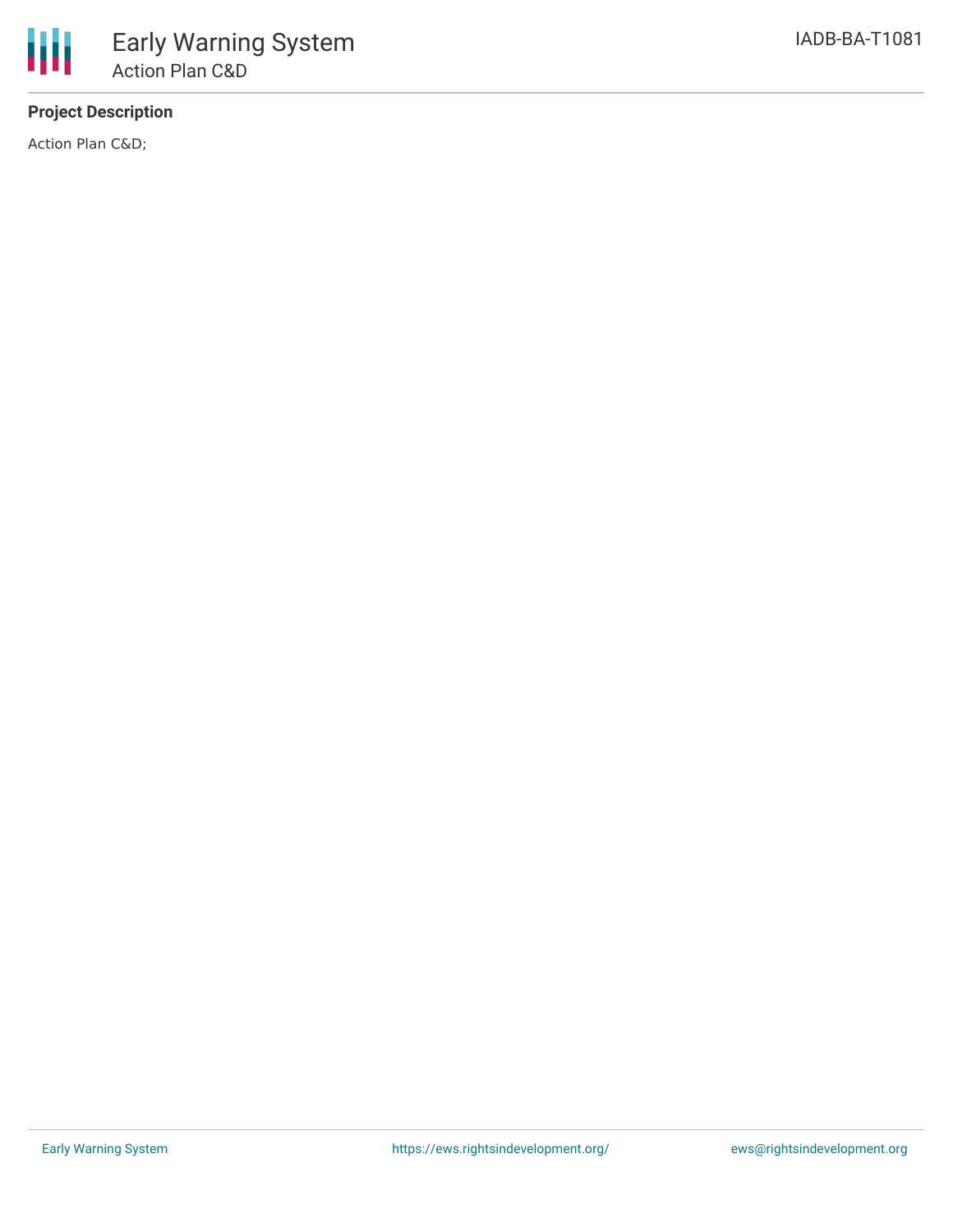**Project Description**

Action Plan C&D;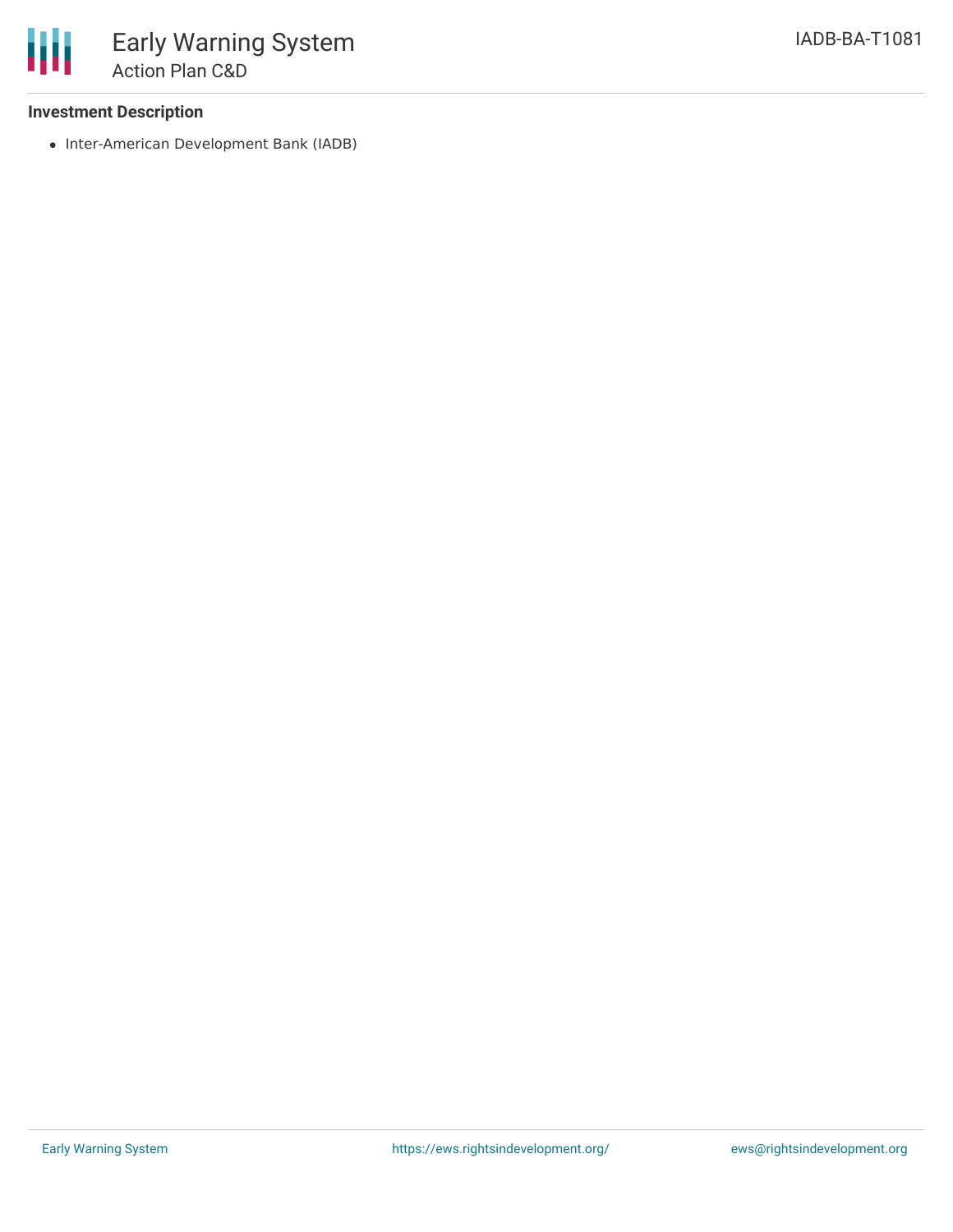**Investment Description**

- Inter-American Development Bank (IADB)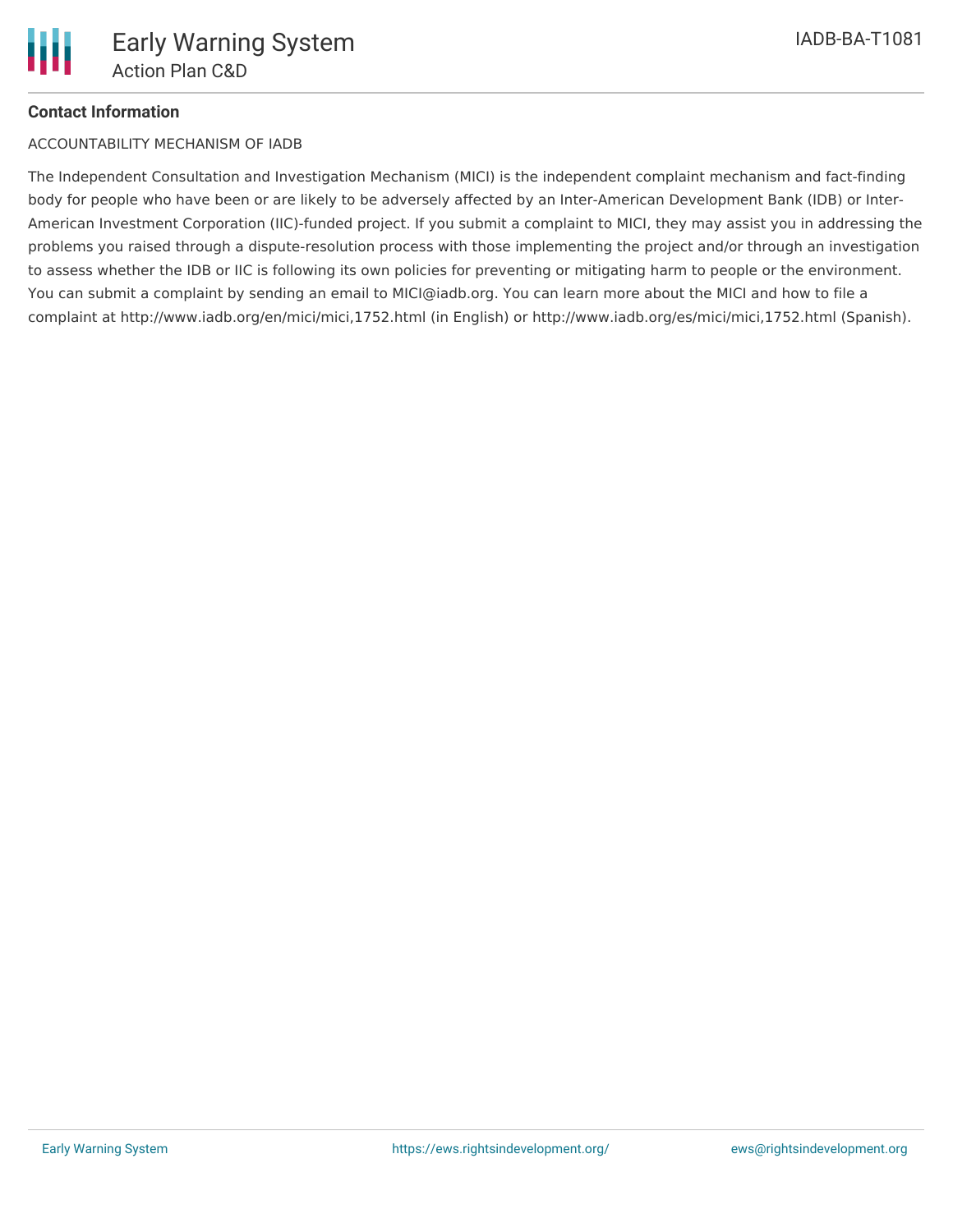**Contact Information**

ACCOUNTABILITY MECHANISM OF IADB

The Independent Consultation and Investigation Mechanism (MICI) is the independent complaint mechanism and fact-finding body for people who have been or are likely to be adversely affected by an Inter-American Development Bank (IDB) or Inter-American Investment Corporation (IIC)-funded project. If you submit a complaint to MICI, they may assist you in addressing the problems you raised through a dispute-resolution process with those implementing the project and/or through an investigation to assess whether the IDB or IIC is following its own policies for preventing or mitigating harm to people or the environment. You can submit a complaint by sending an email to MICI@iadb.org. You can learn more about the MICI and how to file a complaint at http://www.iadb.org/en/mici/mici,1752.html (in English) or http://www.iadb.org/es/mici/mici,1752.html (Spanish).